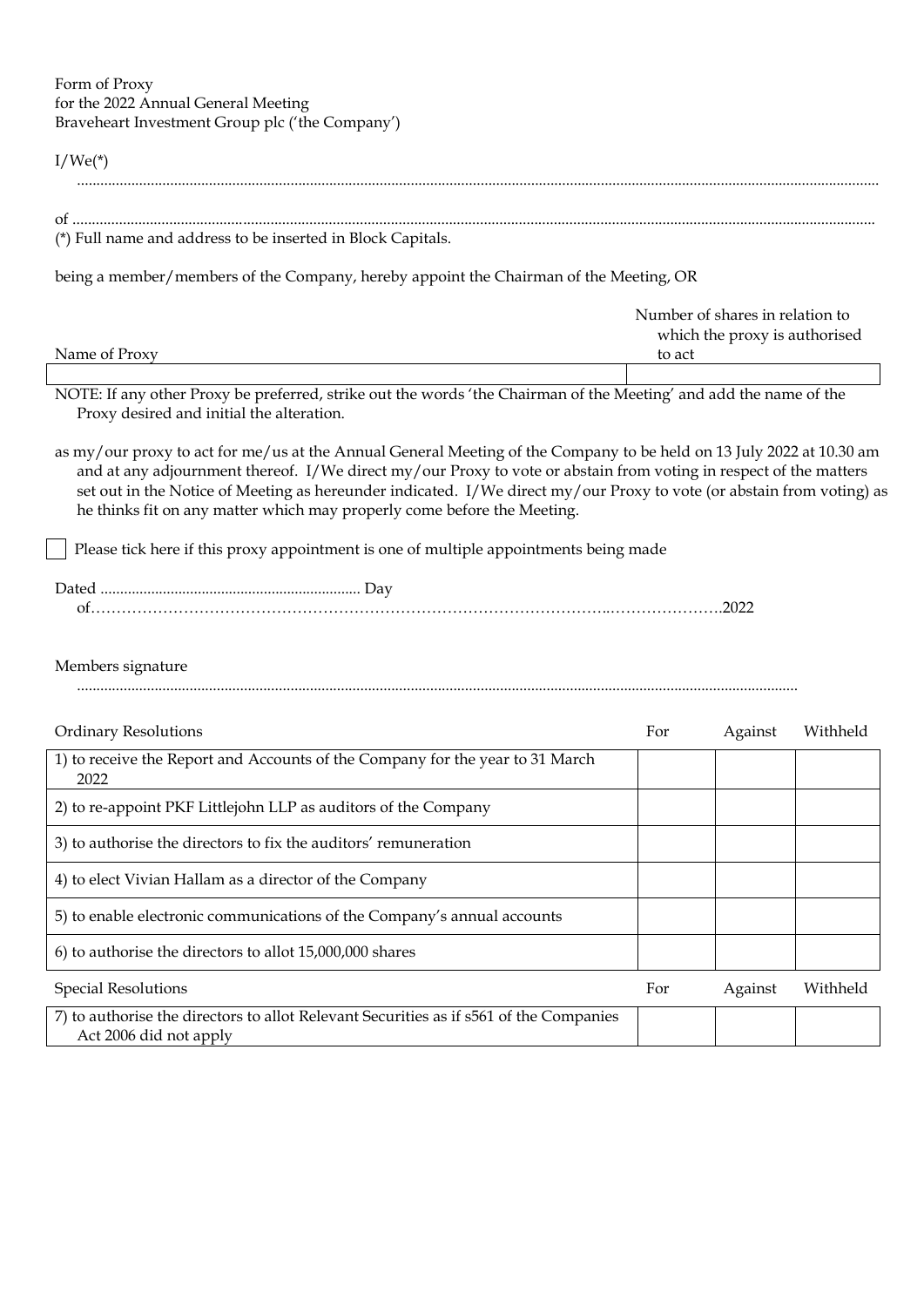Form of Proxy
for the 2022 Annual General Meeting
Braveheart Investment Group plc ('the Company')

I/We(*)

..........................................................................................................................................................................................................

of ........................................................................................................................................................................................................

(*) Full name and address to be inserted in Block Capitals.

being a member/members of the Company, hereby appoint the Chairman of the Meeting, OR

| Name of Proxy | Number of shares in relation to which the proxy is authorised to act |
|---|---|
| | |

NOTE: If any other Proxy be preferred, strike out the words 'the Chairman of the Meeting' and add the name of the Proxy desired and initial the alteration.

as my/our proxy to act for me/us at the Annual General Meeting of the Company to be held on 13 July 2022 at 10.30 am and at any adjournment thereof. I/We direct my/our Proxy to vote or abstain from voting in respect of the matters set out in the Notice of Meeting as hereunder indicated. I/We direct my/our Proxy to vote (or abstain from voting) as he thinks fit on any matter which may properly come before the Meeting.

☐ Please tick here if this proxy appointment is one of multiple appointments being made

Dated .................................................................. Day of…………………………………………………………………………………………..………………….2022

Members signature

..................................................................................................................................................................................

| Ordinary Resolutions | For | Against | Withheld |
|---|---|---|---|
| 1) to receive the Report and Accounts of the Company for the year to 31 March 2022 | | | |
| 2) to re-appoint PKF Littlejohn LLP as auditors of the Company | | | |
| 3) to authorise the directors to fix the auditors' remuneration | | | |
| 4) to elect Vivian Hallam as a director of the Company | | | |
| 5) to enable electronic communications of the Company's annual accounts | | | |
| 6) to authorise the directors to allot 15,000,000 shares | | | |

| Special Resolutions | For | Against | Withheld |
|---|---|---|---|
| 7) to authorise the directors to allot Relevant Securities as if s561 of the Companies Act 2006 did not apply | | | |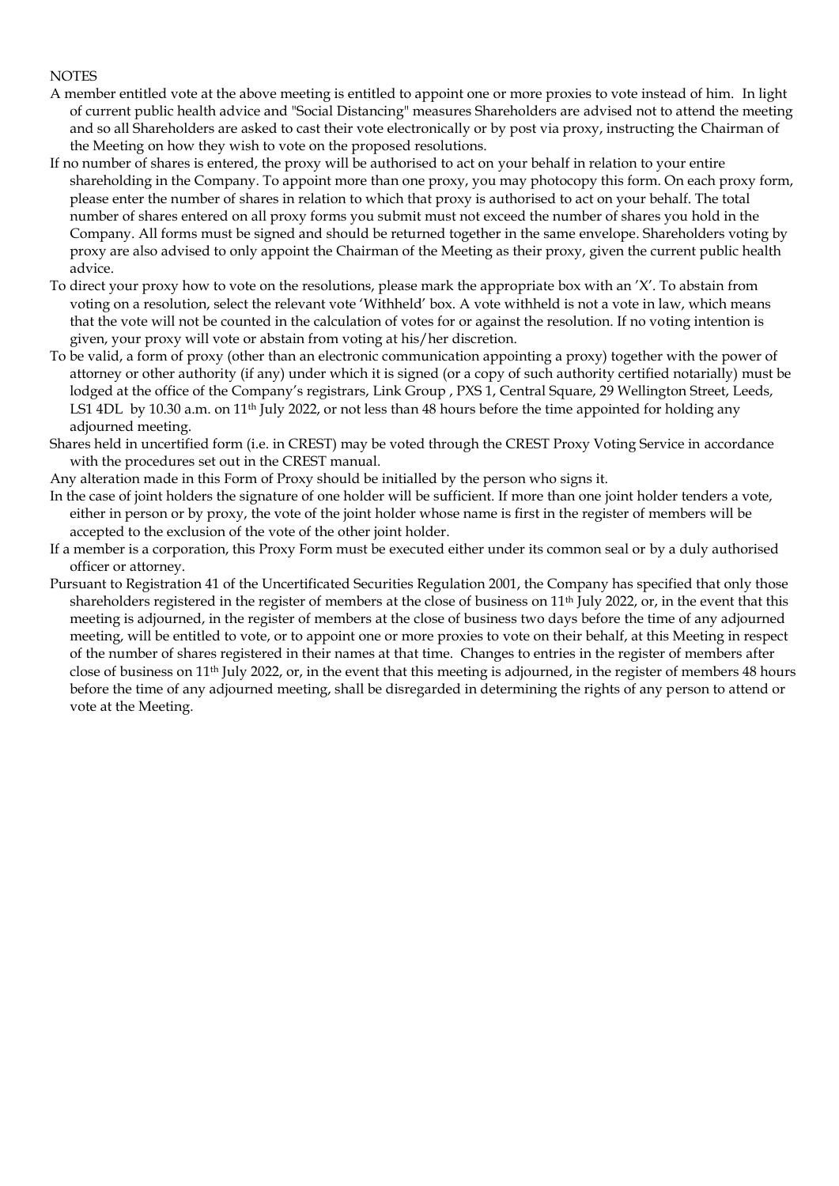NOTES

- A member entitled vote at the above meeting is entitled to appoint one or more proxies to vote instead of him. In light of current public health advice and "Social Distancing" measures Shareholders are advised not to attend the meeting and so all Shareholders are asked to cast their vote electronically or by post via proxy, instructing the Chairman of the Meeting on how they wish to vote on the proposed resolutions.
- If no number of shares is entered, the proxy will be authorised to act on your behalf in relation to your entire shareholding in the Company. To appoint more than one proxy, you may photocopy this form. On each proxy form, please enter the number of shares in relation to which that proxy is authorised to act on your behalf. The total number of shares entered on all proxy forms you submit must not exceed the number of shares you hold in the Company. All forms must be signed and should be returned together in the same envelope. Shareholders voting by proxy are also advised to only appoint the Chairman of the Meeting as their proxy, given the current public health advice.
- To direct your proxy how to vote on the resolutions, please mark the appropriate box with an 'X'. To abstain from voting on a resolution, select the relevant vote 'Withheld' box. A vote withheld is not a vote in law, which means that the vote will not be counted in the calculation of votes for or against the resolution. If no voting intention is given, your proxy will vote or abstain from voting at his/her discretion.
- To be valid, a form of proxy (other than an electronic communication appointing a proxy) together with the power of attorney or other authority (if any) under which it is signed (or a copy of such authority certified notarially) must be lodged at the office of the Company's registrars, Link Group , PXS 1, Central Square, 29 Wellington Street, Leeds, LS1 4DL by 10.30 a.m. on 11th July 2022, or not less than 48 hours before the time appointed for holding any adjourned meeting.
- Shares held in uncertified form (i.e. in CREST) may be voted through the CREST Proxy Voting Service in accordance with the procedures set out in the CREST manual.
- Any alteration made in this Form of Proxy should be initialled by the person who signs it.
- In the case of joint holders the signature of one holder will be sufficient. If more than one joint holder tenders a vote, either in person or by proxy, the vote of the joint holder whose name is first in the register of members will be accepted to the exclusion of the vote of the other joint holder.
- If a member is a corporation, this Proxy Form must be executed either under its common seal or by a duly authorised officer or attorney.
- Pursuant to Registration 41 of the Uncertificated Securities Regulation 2001, the Company has specified that only those shareholders registered in the register of members at the close of business on 11th July 2022, or, in the event that this meeting is adjourned, in the register of members at the close of business two days before the time of any adjourned meeting, will be entitled to vote, or to appoint one or more proxies to vote on their behalf, at this Meeting in respect of the number of shares registered in their names at that time. Changes to entries in the register of members after close of business on 11th July 2022, or, in the event that this meeting is adjourned, in the register of members 48 hours before the time of any adjourned meeting, shall be disregarded in determining the rights of any person to attend or vote at the Meeting.